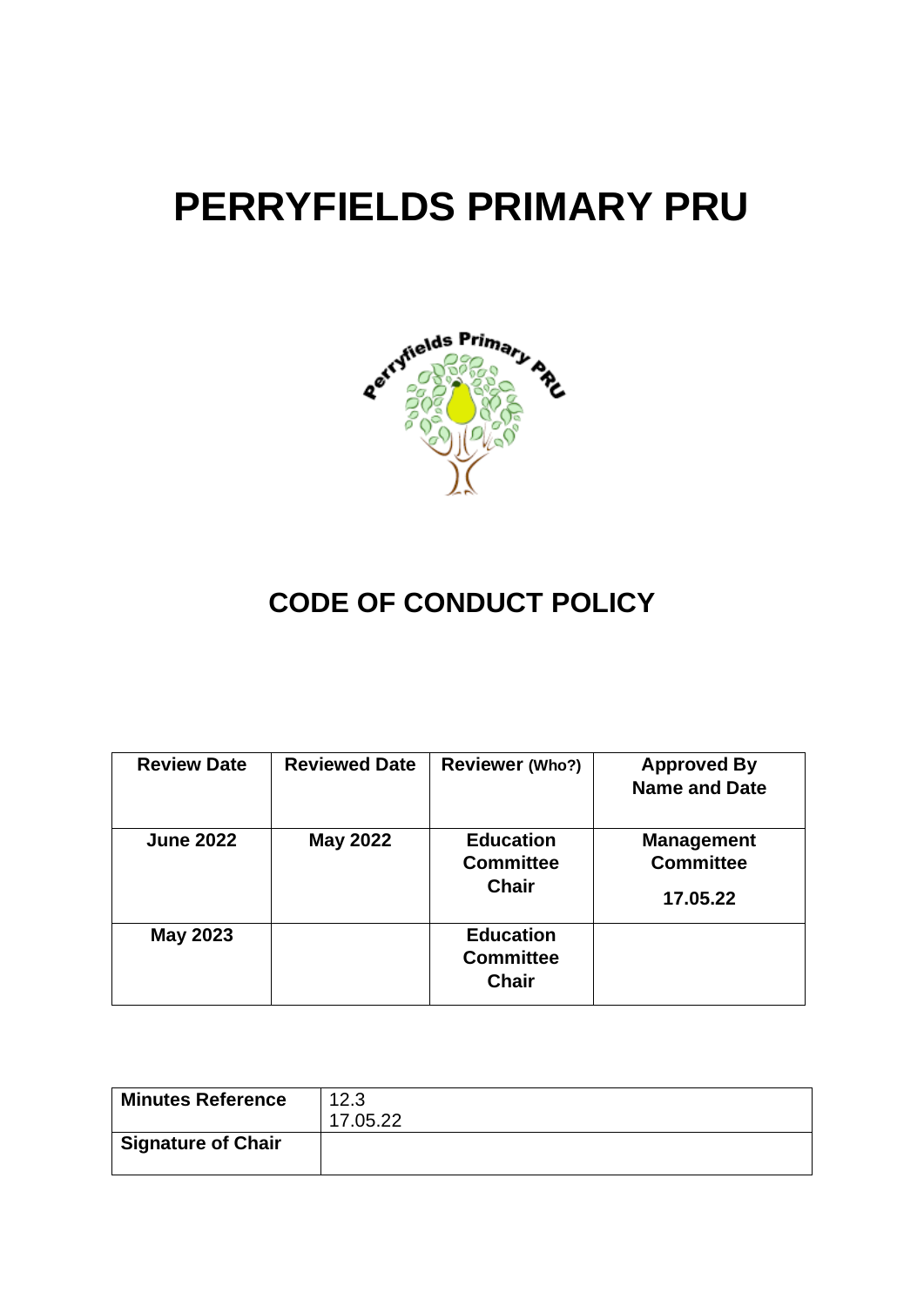# PERRYFIELDS PRIMARY PRU

## CODE OF CONDUCT POLICY

| Review Date | Reviewed Date | Reviewer (Who?) | Approved By Name and Date |
|---|---|---|---|
| June 2022 | May 2022 | Education Committee Chair | Management Committee 17.05.22 |
| May 2023 | | Education Committee Chair | |

| Minutes Reference | 12.3 17.05.22 |
|---|---|
| Signature of Chair | |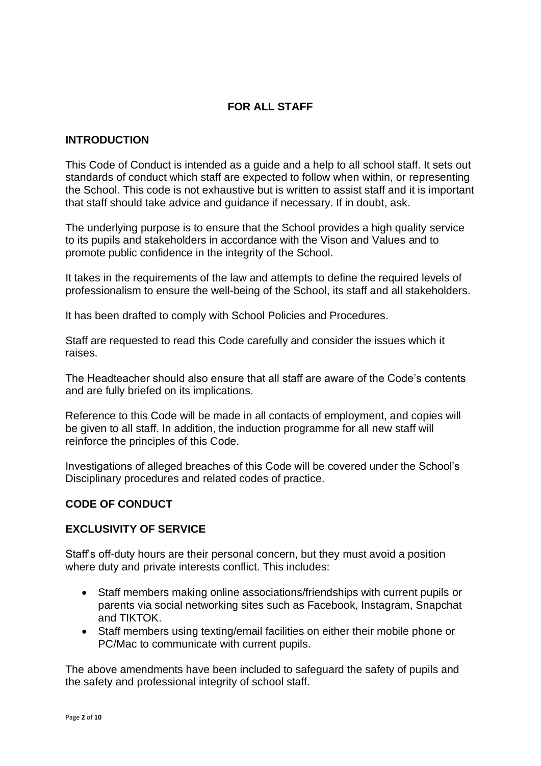## FOR ALL STAFF

### INTRODUCTION

This Code of Conduct is intended as a guide and a help to all school staff. It sets out standards of conduct which staff are expected to follow when within, or representing the School. This code is not exhaustive but is written to assist staff and it is important that staff should take advice and guidance if necessary. If in doubt, ask.

The underlying purpose is to ensure that the School provides a high quality service to its pupils and stakeholders in accordance with the Vison and Values and to promote public confidence in the integrity of the School.

It takes in the requirements of the law and attempts to define the required levels of professionalism to ensure the well-being of the School, its staff and all stakeholders.

It has been drafted to comply with School Policies and Procedures.

Staff are requested to read this Code carefully and consider the issues which it raises.

The Headteacher should also ensure that all staff are aware of the Code's contents and are fully briefed on its implications.

Reference to this Code will be made in all contacts of employment, and copies will be given to all staff. In addition, the induction programme for all new staff will reinforce the principles of this Code.

Investigations of alleged breaches of this Code will be covered under the School's Disciplinary procedures and related codes of practice.

### CODE OF CONDUCT

### EXCLUSIVITY OF SERVICE

Staff's off-duty hours are their personal concern, but they must avoid a position where duty and private interests conflict. This includes:

- Staff members making online associations/friendships with current pupils or parents via social networking sites such as Facebook, Instagram, Snapchat and TIKTOK.
- Staff members using texting/email facilities on either their mobile phone or PC/Mac to communicate with current pupils.

The above amendments have been included to safeguard the safety of pupils and the safety and professional integrity of school staff.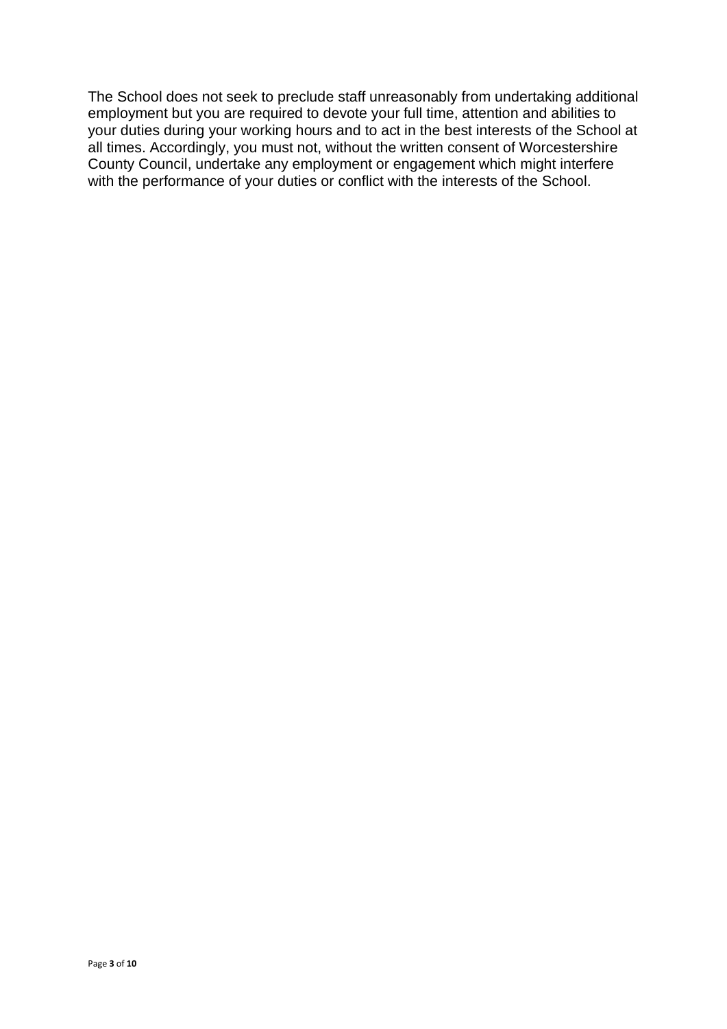The School does not seek to preclude staff unreasonably from undertaking additional employment but you are required to devote your full time, attention and abilities to your duties during your working hours and to act in the best interests of the School at all times. Accordingly, you must not, without the written consent of Worcestershire County Council, undertake any employment or engagement which might interfere with the performance of your duties or conflict with the interests of the School.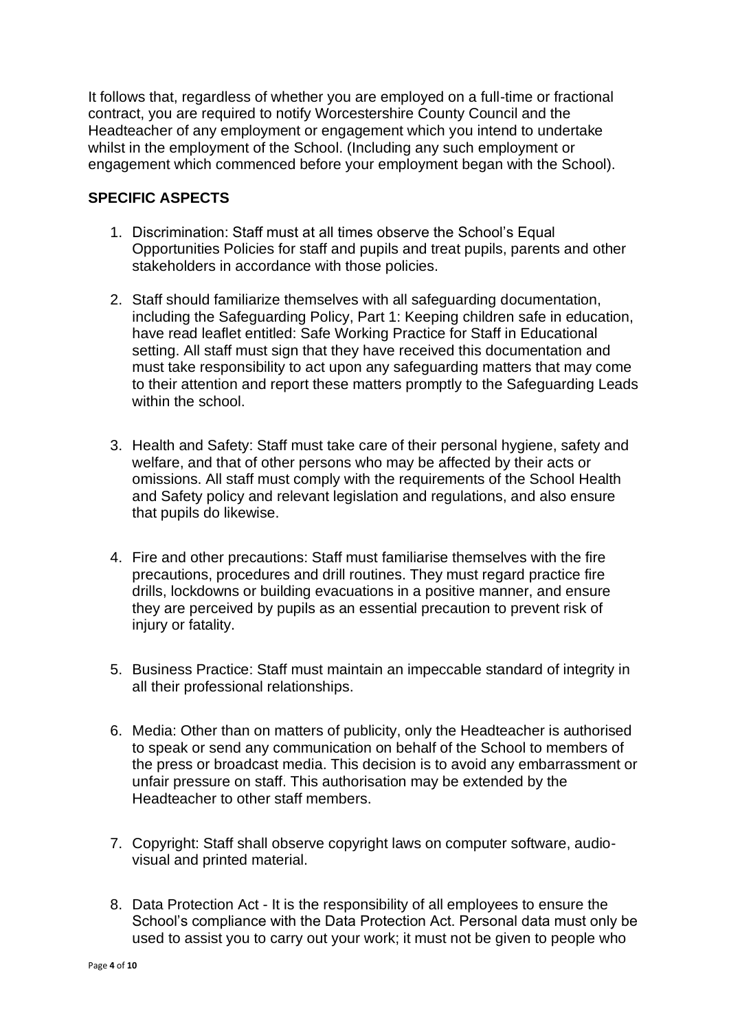It follows that, regardless of whether you are employed on a full-time or fractional contract, you are required to notify Worcestershire County Council and the Headteacher of any employment or engagement which you intend to undertake whilst in the employment of the School. (Including any such employment or engagement which commenced before your employment began with the School).

**SPECIFIC ASPECTS**

1. Discrimination: Staff must at all times observe the School's Equal Opportunities Policies for staff and pupils and treat pupils, parents and other stakeholders in accordance with those policies.

2. Staff should familiarize themselves with all safeguarding documentation, including the Safeguarding Policy, Part 1: Keeping children safe in education, have read leaflet entitled: Safe Working Practice for Staff in Educational setting. All staff must sign that they have received this documentation and must take responsibility to act upon any safeguarding matters that may come to their attention and report these matters promptly to the Safeguarding Leads within the school.

3. Health and Safety: Staff must take care of their personal hygiene, safety and welfare, and that of other persons who may be affected by their acts or omissions. All staff must comply with the requirements of the School Health and Safety policy and relevant legislation and regulations, and also ensure that pupils do likewise.

4. Fire and other precautions: Staff must familiarise themselves with the fire precautions, procedures and drill routines. They must regard practice fire drills, lockdowns or building evacuations in a positive manner, and ensure they are perceived by pupils as an essential precaution to prevent risk of injury or fatality.

5. Business Practice: Staff must maintain an impeccable standard of integrity in all their professional relationships.

6. Media: Other than on matters of publicity, only the Headteacher is authorised to speak or send any communication on behalf of the School to members of the press or broadcast media. This decision is to avoid any embarrassment or unfair pressure on staff. This authorisation may be extended by the Headteacher to other staff members.

7. Copyright: Staff shall observe copyright laws on computer software, audio-visual and printed material.

8. Data Protection Act - It is the responsibility of all employees to ensure the School's compliance with the Data Protection Act. Personal data must only be used to assist you to carry out your work; it must not be given to people who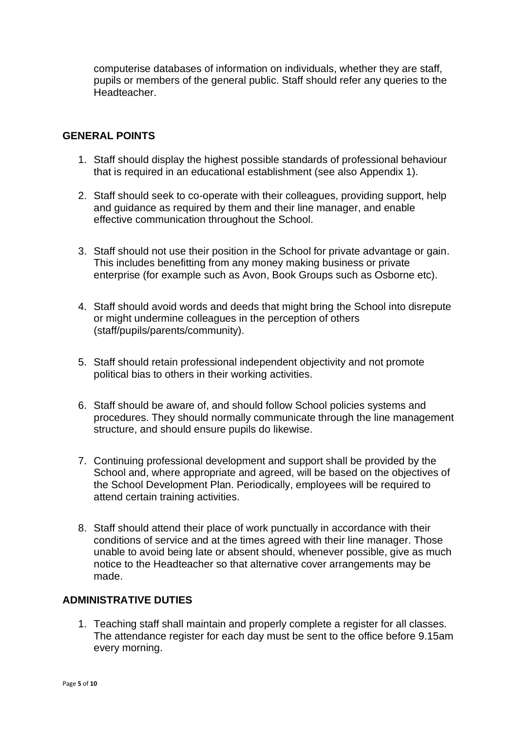computerise databases of information on individuals, whether they are staff, pupils or members of the general public. Staff should refer any queries to the Headteacher.

## GENERAL POINTS

1. Staff should display the highest possible standards of professional behaviour that is required in an educational establishment (see also Appendix 1).
2. Staff should seek to co-operate with their colleagues, providing support, help and guidance as required by them and their line manager, and enable effective communication throughout the School.
3. Staff should not use their position in the School for private advantage or gain. This includes benefitting from any money making business or private enterprise (for example such as Avon, Book Groups such as Osborne etc).
4. Staff should avoid words and deeds that might bring the School into disrepute or might undermine colleagues in the perception of others (staff/pupils/parents/community).
5. Staff should retain professional independent objectivity and not promote political bias to others in their working activities.
6. Staff should be aware of, and should follow School policies systems and procedures. They should normally communicate through the line management structure, and should ensure pupils do likewise.
7. Continuing professional development and support shall be provided by the School and, where appropriate and agreed, will be based on the objectives of the School Development Plan. Periodically, employees will be required to attend certain training activities.
8. Staff should attend their place of work punctually in accordance with their conditions of service and at the times agreed with their line manager. Those unable to avoid being late or absent should, whenever possible, give as much notice to the Headteacher so that alternative cover arrangements may be made.

## ADMINISTRATIVE DUTIES

1. Teaching staff shall maintain and properly complete a register for all classes. The attendance register for each day must be sent to the office before 9.15am every morning.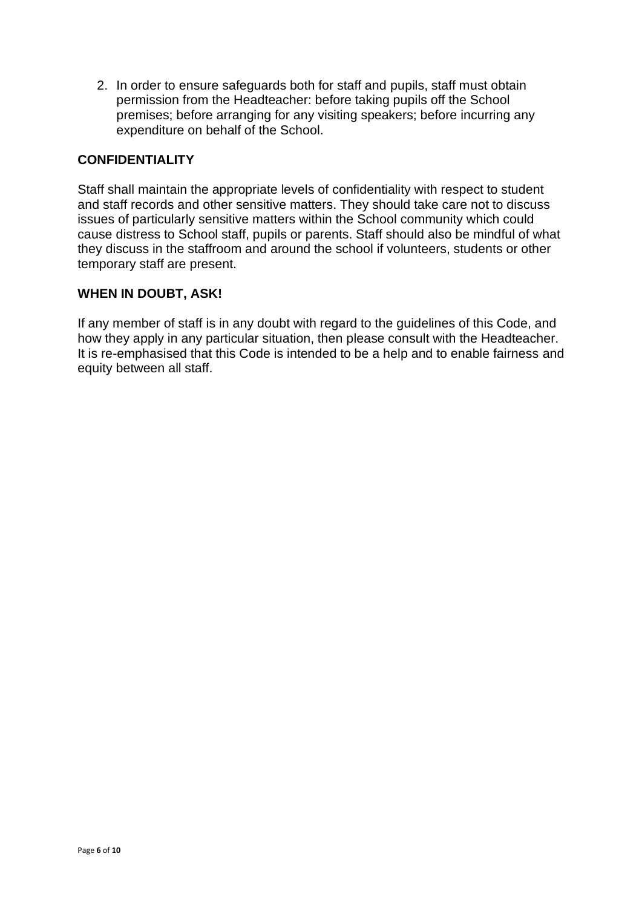2. In order to ensure safeguards both for staff and pupils, staff must obtain permission from the Headteacher: before taking pupils off the School premises; before arranging for any visiting speakers; before incurring any expenditure on behalf of the School.

**CONFIDENTIALITY**

Staff shall maintain the appropriate levels of confidentiality with respect to student and staff records and other sensitive matters. They should take care not to discuss issues of particularly sensitive matters within the School community which could cause distress to School staff, pupils or parents. Staff should also be mindful of what they discuss in the staffroom and around the school if volunteers, students or other temporary staff are present.

**WHEN IN DOUBT, ASK!**

If any member of staff is in any doubt with regard to the guidelines of this Code, and how they apply in any particular situation, then please consult with the Headteacher. It is re-emphasised that this Code is intended to be a help and to enable fairness and equity between all staff.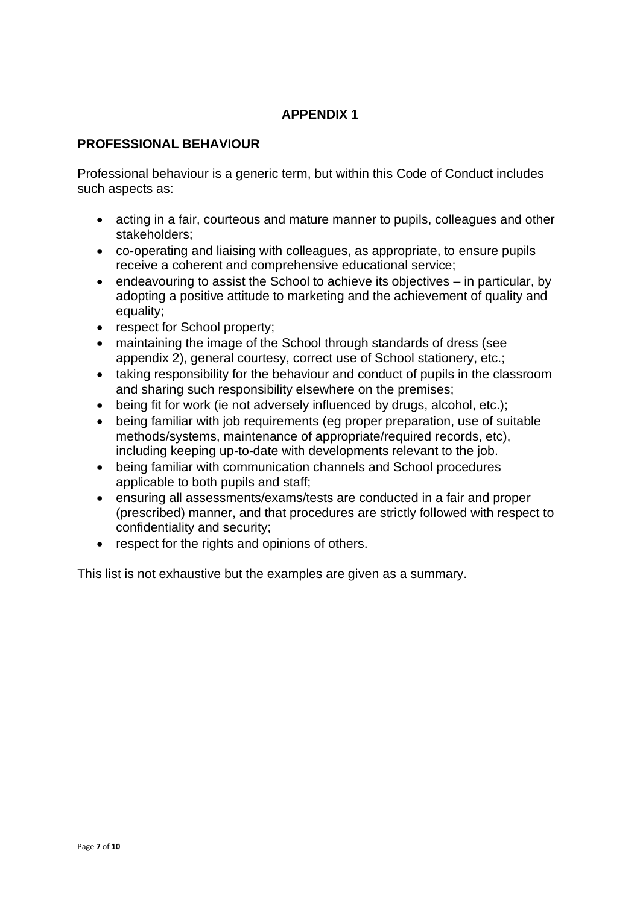# APPENDIX 1

## PROFESSIONAL BEHAVIOUR

Professional behaviour is a generic term, but within this Code of Conduct includes such aspects as:

- acting in a fair, courteous and mature manner to pupils, colleagues and other stakeholders;
- co-operating and liaising with colleagues, as appropriate, to ensure pupils receive a coherent and comprehensive educational service;
- endeavouring to assist the School to achieve its objectives – in particular, by adopting a positive attitude to marketing and the achievement of quality and equality;
- respect for School property;
- maintaining the image of the School through standards of dress (see appendix 2), general courtesy, correct use of School stationery, etc.;
- taking responsibility for the behaviour and conduct of pupils in the classroom and sharing such responsibility elsewhere on the premises;
- being fit for work (ie not adversely influenced by drugs, alcohol, etc.);
- being familiar with job requirements (eg proper preparation, use of suitable methods/systems, maintenance of appropriate/required records, etc), including keeping up-to-date with developments relevant to the job.
- being familiar with communication channels and School procedures applicable to both pupils and staff;
- ensuring all assessments/exams/tests are conducted in a fair and proper (prescribed) manner, and that procedures are strictly followed with respect to confidentiality and security;
- respect for the rights and opinions of others.

This list is not exhaustive but the examples are given as a summary.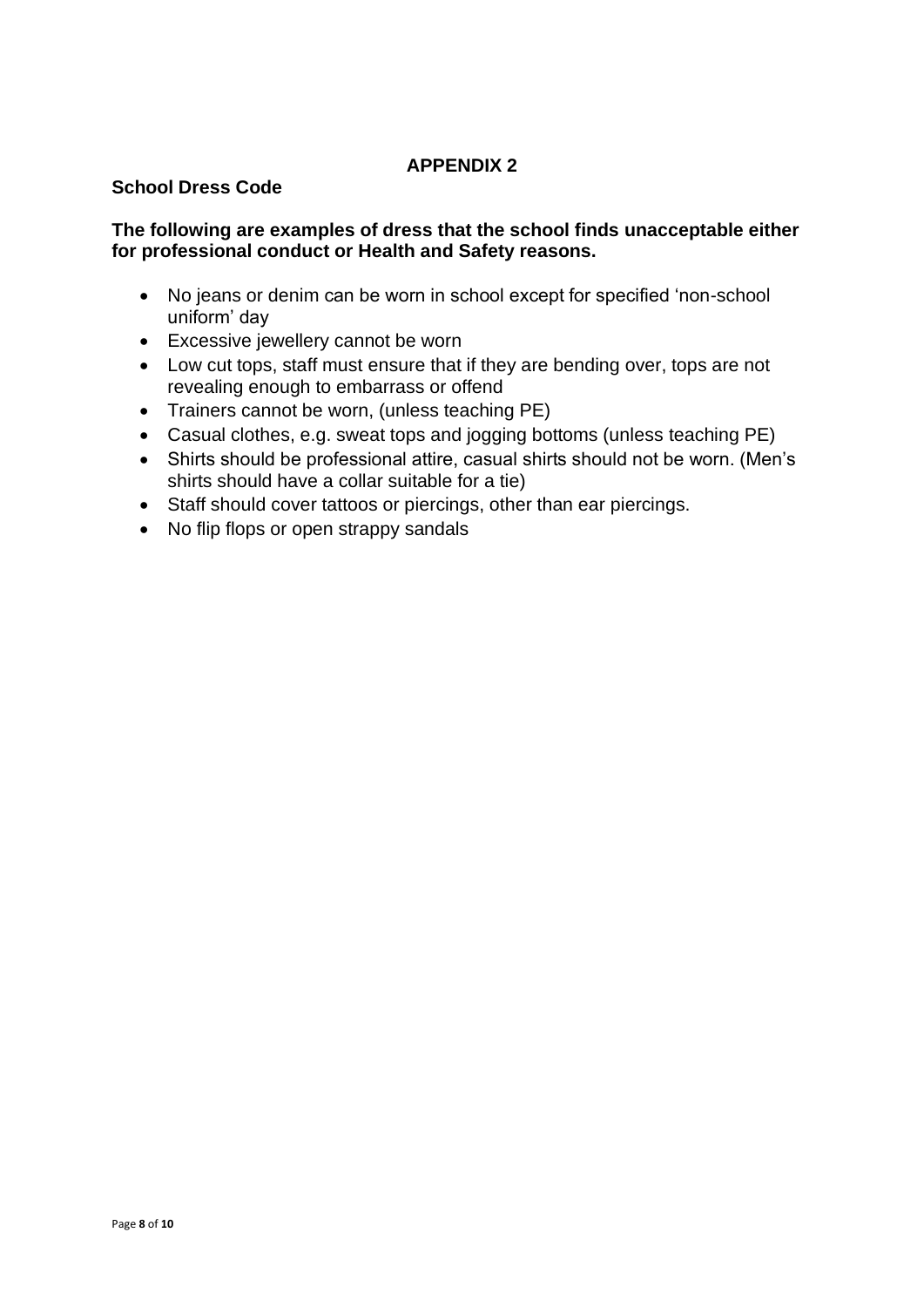## APPENDIX 2

**School Dress Code**

**The following are examples of dress that the school finds unacceptable either for professional conduct or Health and Safety reasons.**

- No jeans or denim can be worn in school except for specified 'non-school uniform' day
- Excessive jewellery cannot be worn
- Low cut tops, staff must ensure that if they are bending over, tops are not revealing enough to embarrass or offend
- Trainers cannot be worn, (unless teaching PE)
- Casual clothes, e.g. sweat tops and jogging bottoms (unless teaching PE)
- Shirts should be professional attire, casual shirts should not be worn. (Men's shirts should have a collar suitable for a tie)
- Staff should cover tattoos or piercings, other than ear piercings.
- No flip flops or open strappy sandals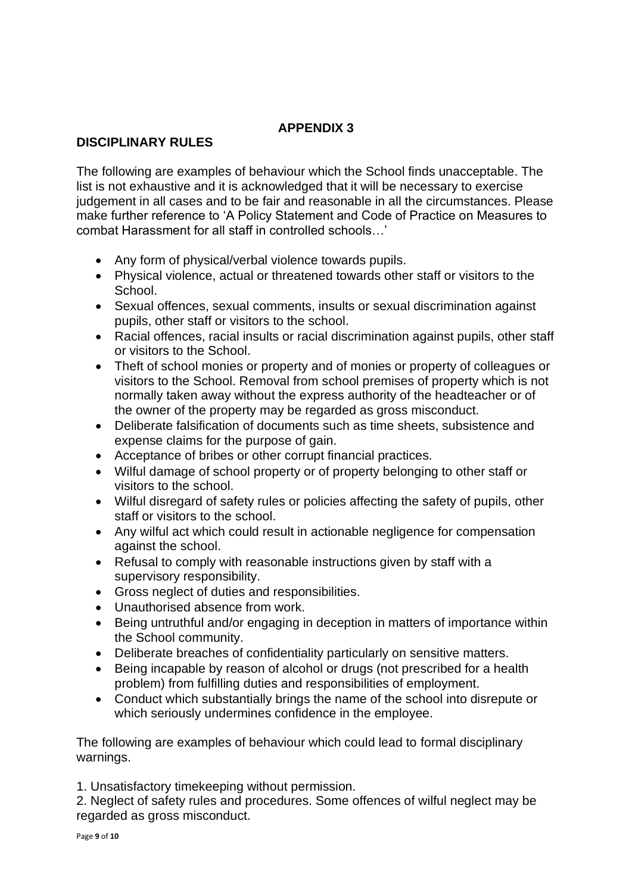## APPENDIX 3

## DISCIPLINARY RULES

The following are examples of behaviour which the School finds unacceptable. The list is not exhaustive and it is acknowledged that it will be necessary to exercise judgement in all cases and to be fair and reasonable in all the circumstances. Please make further reference to 'A Policy Statement and Code of Practice on Measures to combat Harassment for all staff in controlled schools…'

- Any form of physical/verbal violence towards pupils.
- Physical violence, actual or threatened towards other staff or visitors to the School.
- Sexual offences, sexual comments, insults or sexual discrimination against pupils, other staff or visitors to the school.
- Racial offences, racial insults or racial discrimination against pupils, other staff or visitors to the School.
- Theft of school monies or property and of monies or property of colleagues or visitors to the School. Removal from school premises of property which is not normally taken away without the express authority of the headteacher or of the owner of the property may be regarded as gross misconduct.
- Deliberate falsification of documents such as time sheets, subsistence and expense claims for the purpose of gain.
- Acceptance of bribes or other corrupt financial practices.
- Wilful damage of school property or of property belonging to other staff or visitors to the school.
- Wilful disregard of safety rules or policies affecting the safety of pupils, other staff or visitors to the school.
- Any wilful act which could result in actionable negligence for compensation against the school.
- Refusal to comply with reasonable instructions given by staff with a supervisory responsibility.
- Gross neglect of duties and responsibilities.
- Unauthorised absence from work.
- Being untruthful and/or engaging in deception in matters of importance within the School community.
- Deliberate breaches of confidentiality particularly on sensitive matters.
- Being incapable by reason of alcohol or drugs (not prescribed for a health problem) from fulfilling duties and responsibilities of employment.
- Conduct which substantially brings the name of the school into disrepute or which seriously undermines confidence in the employee.

The following are examples of behaviour which could lead to formal disciplinary warnings.

1. Unsatisfactory timekeeping without permission.
2. Neglect of safety rules and procedures. Some offences of wilful neglect may be regarded as gross misconduct.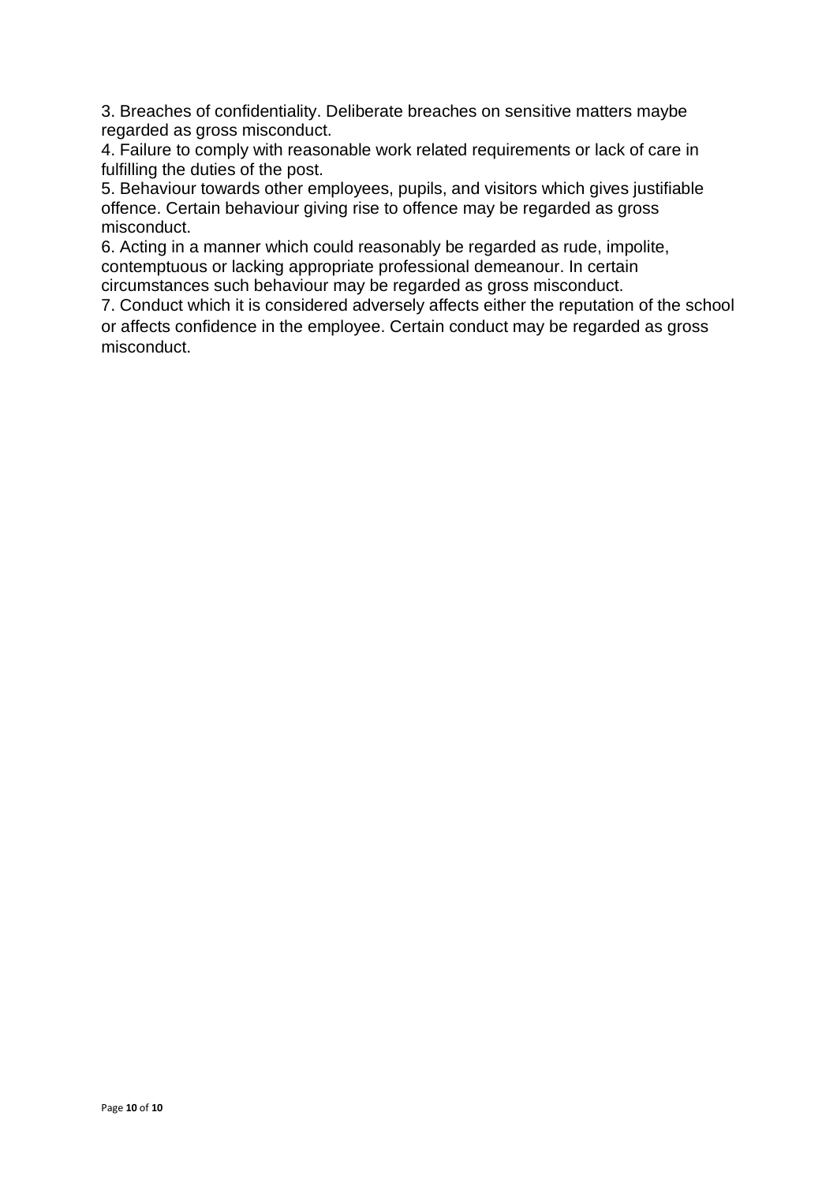3. Breaches of confidentiality. Deliberate breaches on sensitive matters maybe regarded as gross misconduct.
4. Failure to comply with reasonable work related requirements or lack of care in fulfilling the duties of the post.
5. Behaviour towards other employees, pupils, and visitors which gives justifiable offence. Certain behaviour giving rise to offence may be regarded as gross misconduct.
6. Acting in a manner which could reasonably be regarded as rude, impolite, contemptuous or lacking appropriate professional demeanour. In certain circumstances such behaviour may be regarded as gross misconduct.
7. Conduct which it is considered adversely affects either the reputation of the school or affects confidence in the employee. Certain conduct may be regarded as gross misconduct.